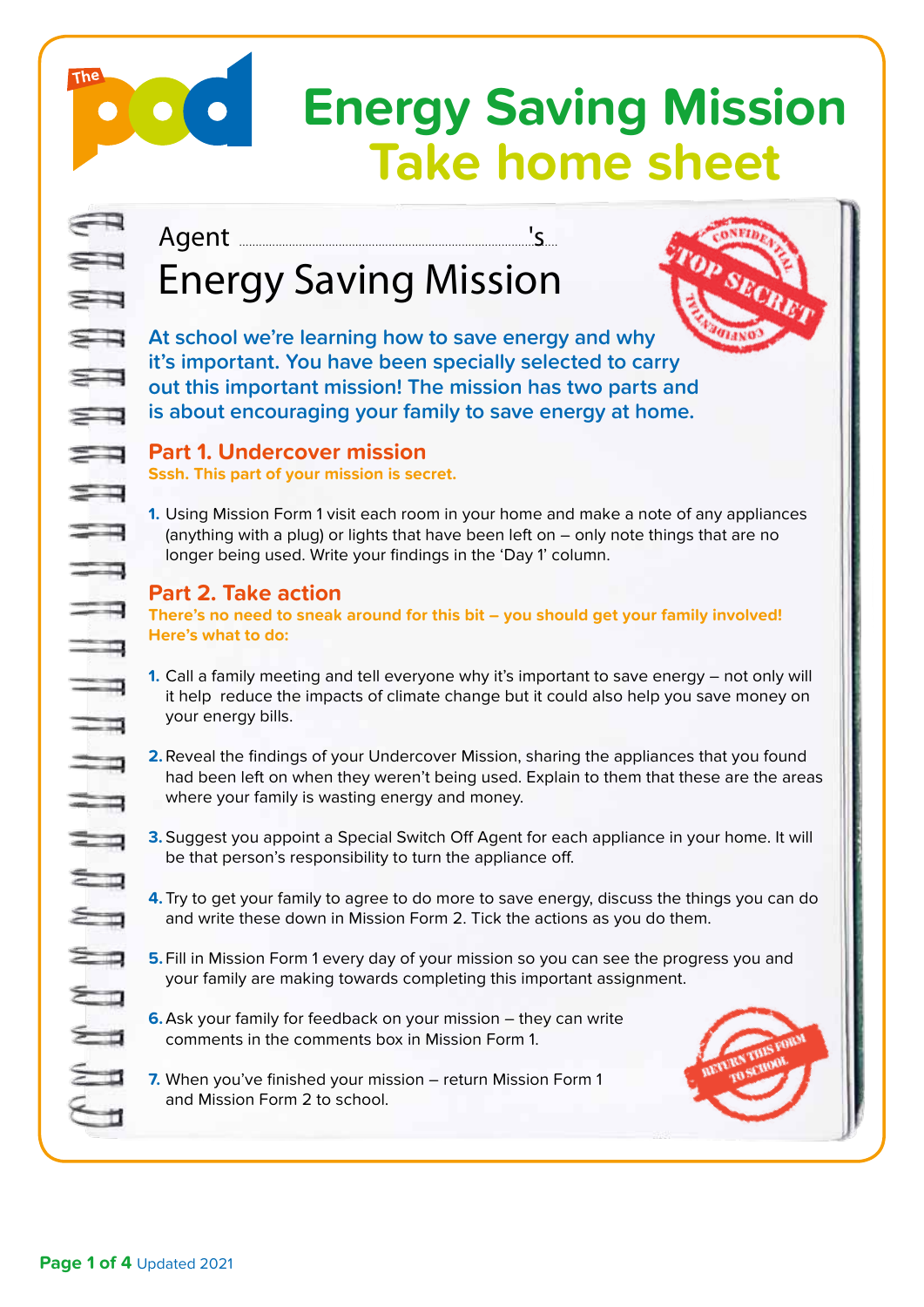# Energy Saving Mission
## Take home sheet

Agent ..............................................................................'s

## Energy Saving Mission

CONFIDENTIAL TOP SECRET CONFIDENTIAL

**At school we're learning how to save energy and why it's important. You have been specially selected to carry out this important mission! The mission has two parts and is about encouraging your family to save energy at home.**

### Part 1. Undercover mission

**Sssh. This part of your mission is secret.**

1. Using Mission Form 1 visit each room in your home and make a note of any appliances (anything with a plug) or lights that have been left on – only note things that are no longer being used. Write your findings in the 'Day 1' column.

### Part 2. Take action

**There's no need to sneak around for this bit – you should get your family involved! Here's what to do:**

1. Call a family meeting and tell everyone why it's important to save energy – not only will it help reduce the impacts of climate change but it could also help you save money on your energy bills.
2. Reveal the findings of your Undercover Mission, sharing the appliances that you found had been left on when they weren't being used. Explain to them that these are the areas where your family is wasting energy and money.
3. Suggest you appoint a Special Switch Off Agent for each appliance in your home. It will be that person's responsibility to turn the appliance off.
4. Try to get your family to agree to do more to save energy, discuss the things you can do and write these down in Mission Form 2. Tick the actions as you do them.
5. Fill in Mission Form 1 every day of your mission so you can see the progress you and your family are making towards completing this important assignment.
6. Ask your family for feedback on your mission – they can write comments in the comments box in Mission Form 1.
7. When you've finished your mission – return Mission Form 1 and Mission Form 2 to school.

RETURN THIS FORM TO SCHOOL

Updated 2021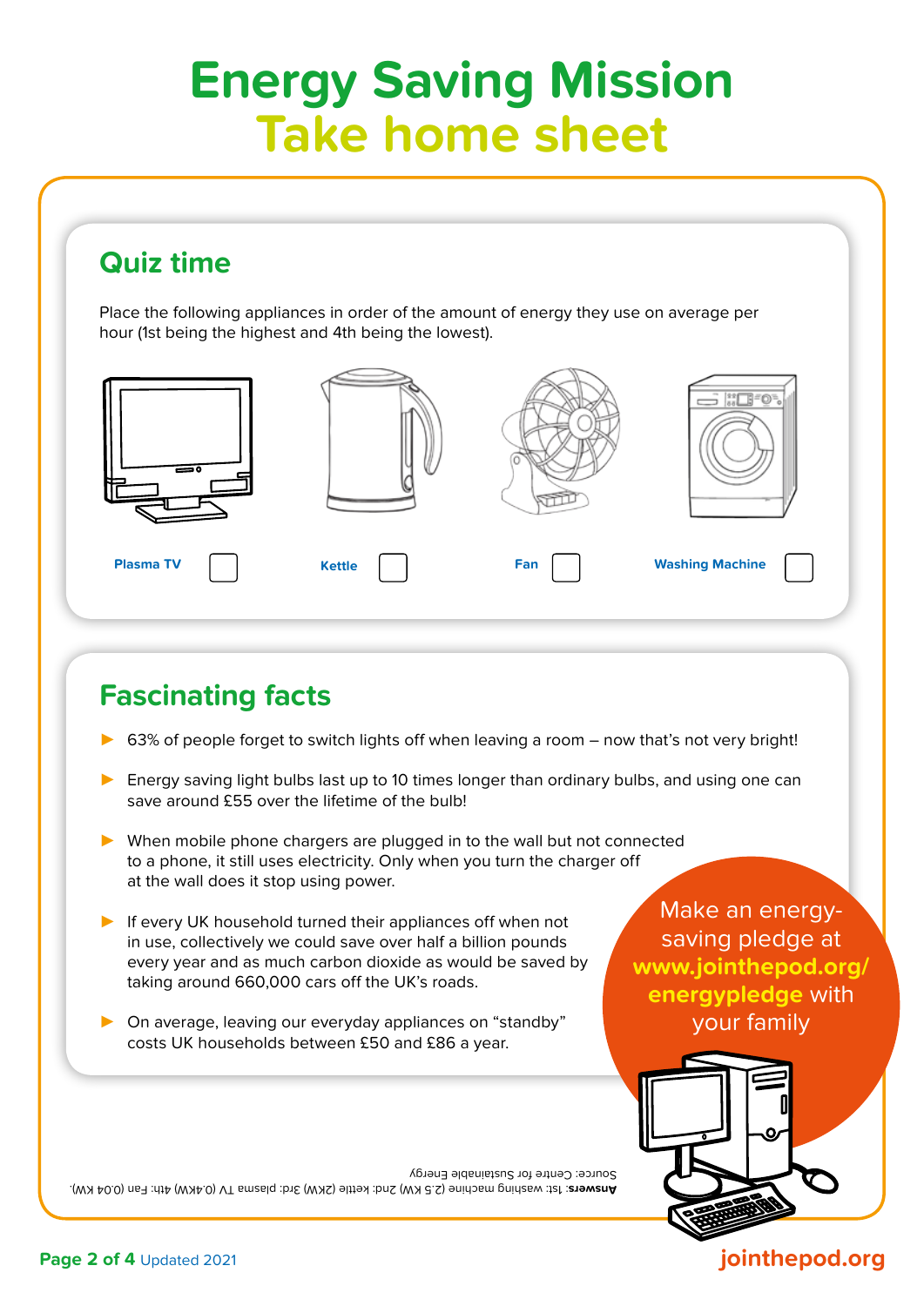# Energy Saving Mission
## Take home sheet

### Quiz time

Place the following appliances in order of the amount of energy they use on average per hour (1st being the highest and 4th being the lowest).

Plasma TV ☐ Kettle ☐ Fan ☐ Washing Machine ☐

### Fascinating facts

- 63% of people forget to switch lights off when leaving a room – now that's not very bright!
- Energy saving light bulbs last up to 10 times longer than ordinary bulbs, and using one can save around £55 over the lifetime of the bulb!
- When mobile phone chargers are plugged in to the wall but not connected to a phone, it still uses electricity. Only when you turn the charger off at the wall does it stop using power.
- If every UK household turned their appliances off when not in use, collectively we could save over half a billion pounds every year and as much carbon dioxide as would be saved by taking around 660,000 cars off the UK's roads.
- On average, leaving our everyday appliances on "standby" costs UK households between £50 and £86 a year.

Make an energy-saving pledge at **www.jointhepod.org/energypledge** with your family

**Answers**: 1st: washing machine (2.5 KW) 2nd: kettle (2KW) 3rd: plasma TV (0.4KW) 4th: Fan (0.04 KW).
Source: Centre for Sustainable Energy

jointhepod.org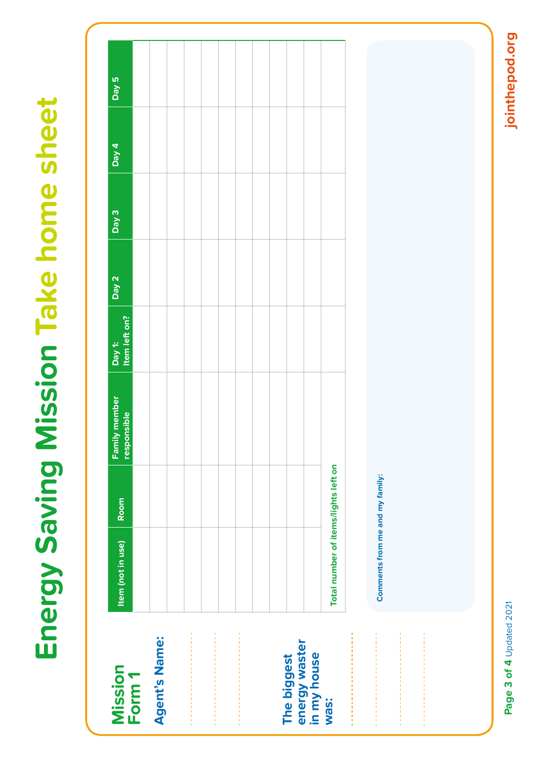# Energy Saving Mission Take home sheet

## Mission Form 1

**Agent's Name:**

**The biggest energy waster in my house was:**

| Item (not in use) | Room | Family member responsible | Day 1: Item left on? | Day 2 | Day 3 | Day 4 | Day 5 |
|---|---|---|---|---|---|---|---|
| | | | | | | | |
| | | | | | | | |
| | | | | | | | |
| | | | | | | | |
| | | | | | | | |
| | | | | | | | |
| | | | | | | | |
| | | | | | | | |
| | | | | | | | |
| | | | | | | | |
| **Total number of items/lights left on** | | | | | | | |

**Comments from me and my family:**

Updated 2021

jointhepod.org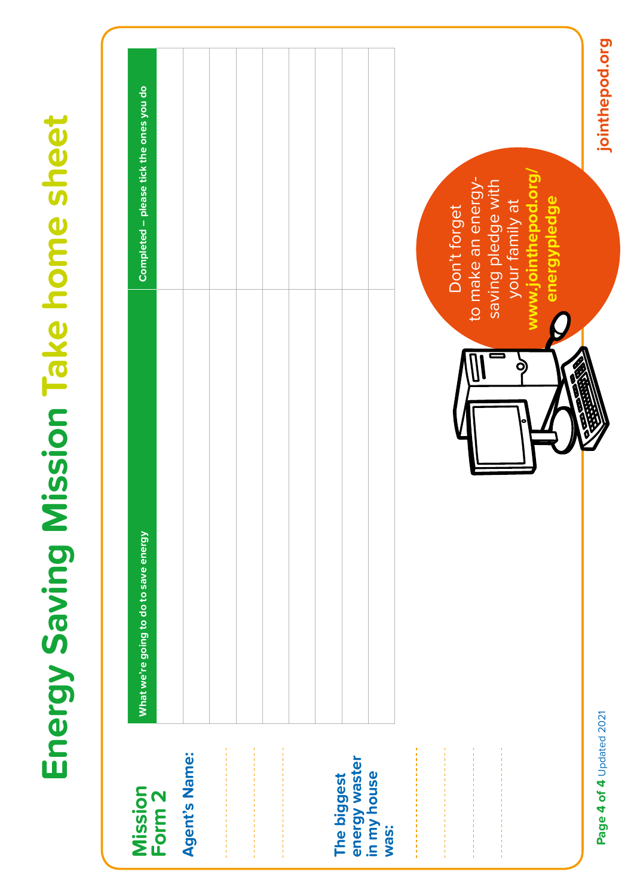# Energy Saving Mission Take home sheet

## Mission Form 2

**Agent's Name:**

..............................................

..............................................

..............................................

**The biggest energy waster in my house was:**

..............................................

..............................................

..............................................

..............................................

| What we're going to do to save energy | Completed – please tick the ones you do |
| --- | --- |
| | |
| | |
| | |
| | |
| | |
| | |
| | |
| | |
| | |

Don't forget to make an energy-saving pledge with your family at **www.jointhepod.org/energypledge**

Page 4 of 4 Updated 2021

jointhepod.org